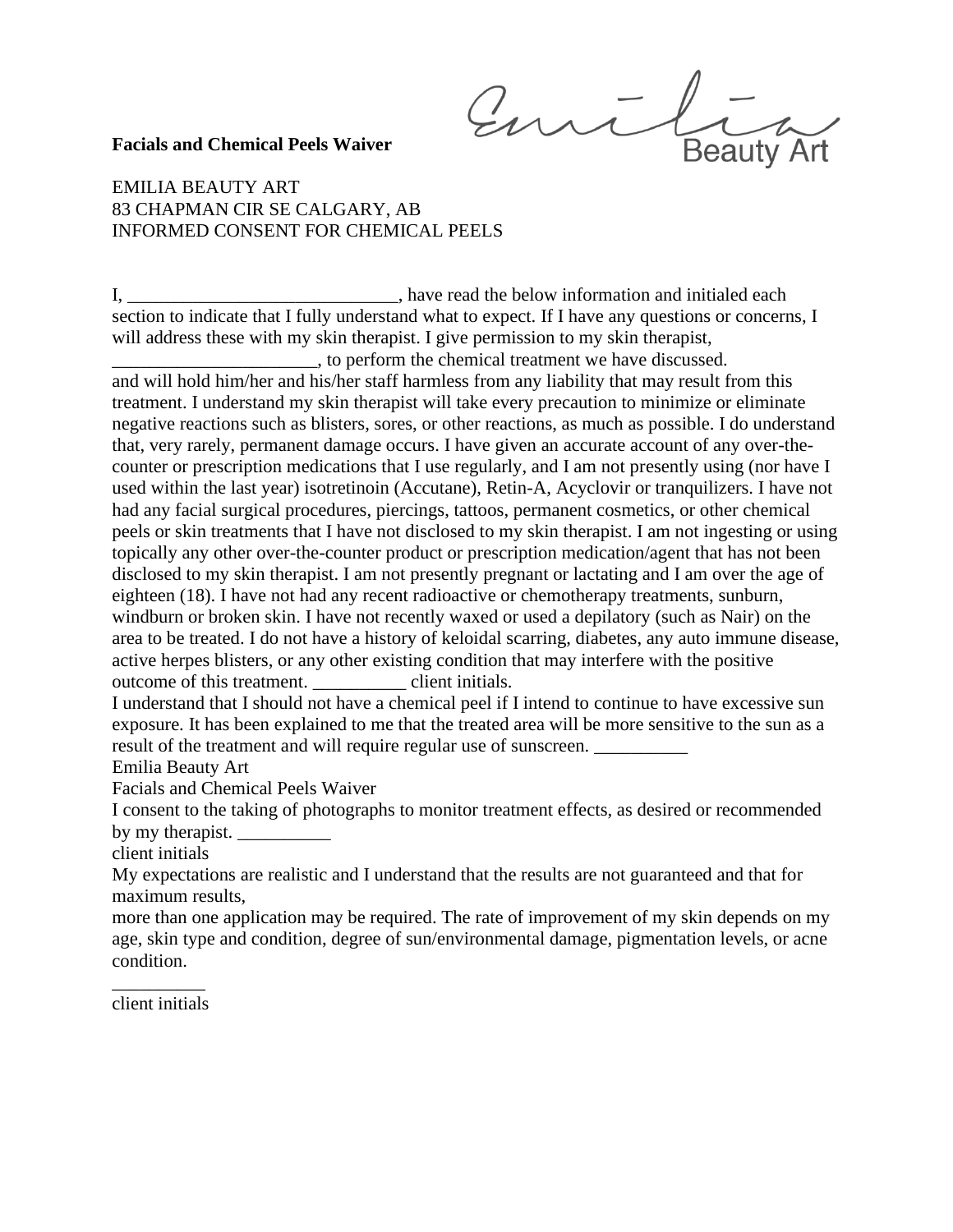**Facials and Chemical Peels Waiver**

Emilia Beauty Art

EMILIA BEAUTY ART
83 CHAPMAN CIR SE CALGARY, AB
INFORMED CONSENT FOR CHEMICAL PEELS

I, _____________________________, have read the below information and initialed each section to indicate that I fully understand what to expect. If I have any questions or concerns, I will address these with my skin therapist. I give permission to my skin therapist, ______________________, to perform the chemical treatment we have discussed.
and will hold him/her and his/her staff harmless from any liability that may result from this treatment. I understand my skin therapist will take every precaution to minimize or eliminate negative reactions such as blisters, sores, or other reactions, as much as possible. I do understand that, very rarely, permanent damage occurs. I have given an accurate account of any over-the-counter or prescription medications that I use regularly, and I am not presently using (nor have I used within the last year) isotretinoin (Accutane), Retin-A, Acyclovir or tranquilizers. I have not had any facial surgical procedures, piercings, tattoos, permanent cosmetics, or other chemical peels or skin treatments that I have not disclosed to my skin therapist. I am not ingesting or using topically any other over-the-counter product or prescription medication/agent that has not been disclosed to my skin therapist. I am not presently pregnant or lactating and I am over the age of eighteen (18). I have not had any recent radioactive or chemotherapy treatments, sunburn, windburn or broken skin. I have not recently waxed or used a depilatory (such as Nair) on the area to be treated. I do not have a history of keloidal scarring, diabetes, any auto immune disease, active herpes blisters, or any other existing condition that may interfere with the positive outcome of this treatment. __________ client initials.
I understand that I should not have a chemical peel if I intend to continue to have excessive sun exposure. It has been explained to me that the treated area will be more sensitive to the sun as a result of the treatment and will require regular use of sunscreen. __________
Emilia Beauty Art
Facials and Chemical Peels Waiver
I consent to the taking of photographs to monitor treatment effects, as desired or recommended by my therapist. __________
client initials
My expectations are realistic and I understand that the results are not guaranteed and that for maximum results,
more than one application may be required. The rate of improvement of my skin depends on my age, skin type and condition, degree of sun/environmental damage, pigmentation levels, or acne condition.

__________
client initials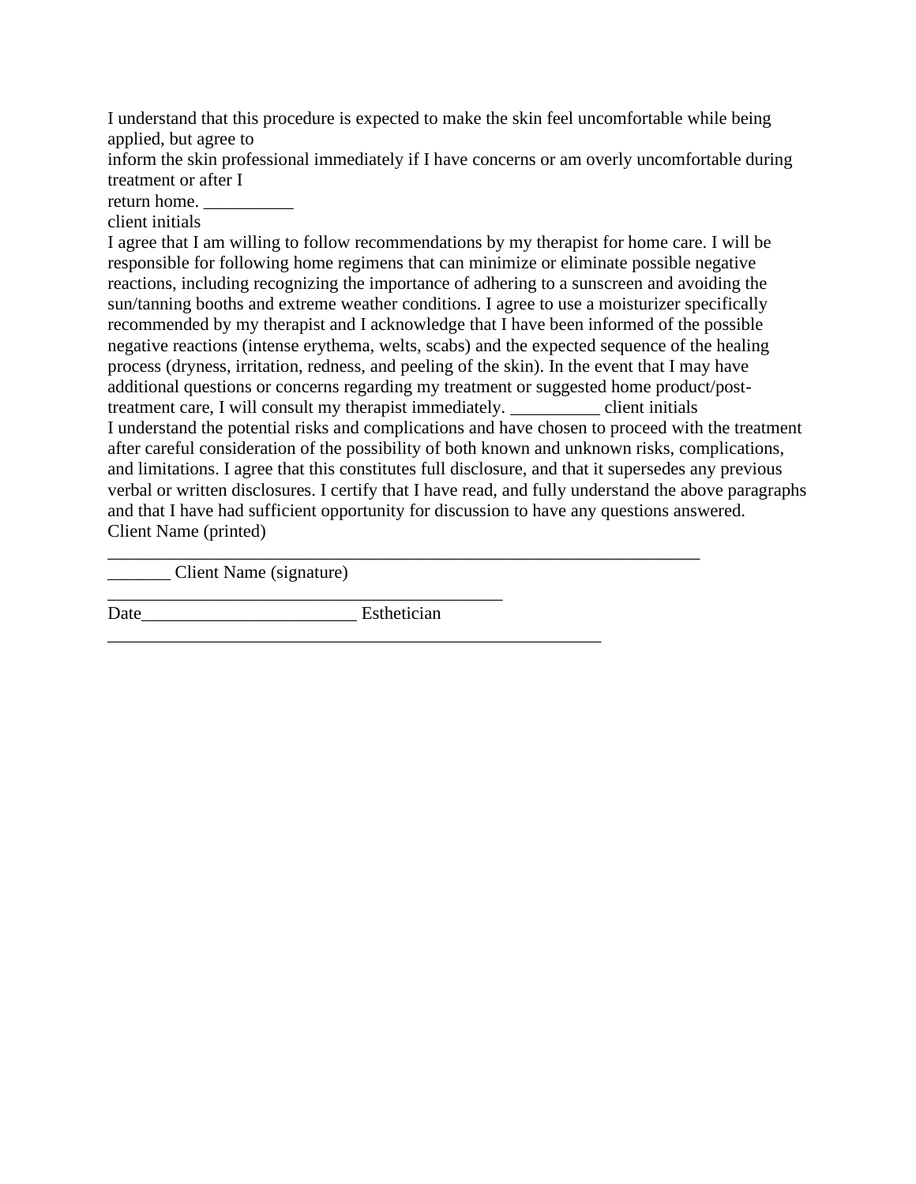I understand that this procedure is expected to make the skin feel uncomfortable while being applied, but agree to
inform the skin professional immediately if I have concerns or am overly uncomfortable during treatment or after I
return home. __________
client initials

I agree that I am willing to follow recommendations by my therapist for home care. I will be responsible for following home regimens that can minimize or eliminate possible negative reactions, including recognizing the importance of adhering to a sunscreen and avoiding the sun/tanning booths and extreme weather conditions. I agree to use a moisturizer specifically recommended by my therapist and I acknowledge that I have been informed of the possible negative reactions (intense erythema, welts, scabs) and the expected sequence of the healing process (dryness, irritation, redness, and peeling of the skin). In the event that I may have additional questions or concerns regarding my treatment or suggested home product/post-treatment care, I will consult my therapist immediately. __________ client initials

I understand the potential risks and complications and have chosen to proceed with the treatment after careful consideration of the possibility of both known and unknown risks, complications, and limitations. I agree that this constitutes full disclosure, and that it supersedes any previous verbal or written disclosures. I certify that I have read, and fully understand the above paragraphs and that I have had sufficient opportunity for discussion to have any questions answered.

Client Name (printed) ___________________________________________________________________

Client Name (signature) _____________________________________________

Date________________________ Esthetician _________________________________________________________